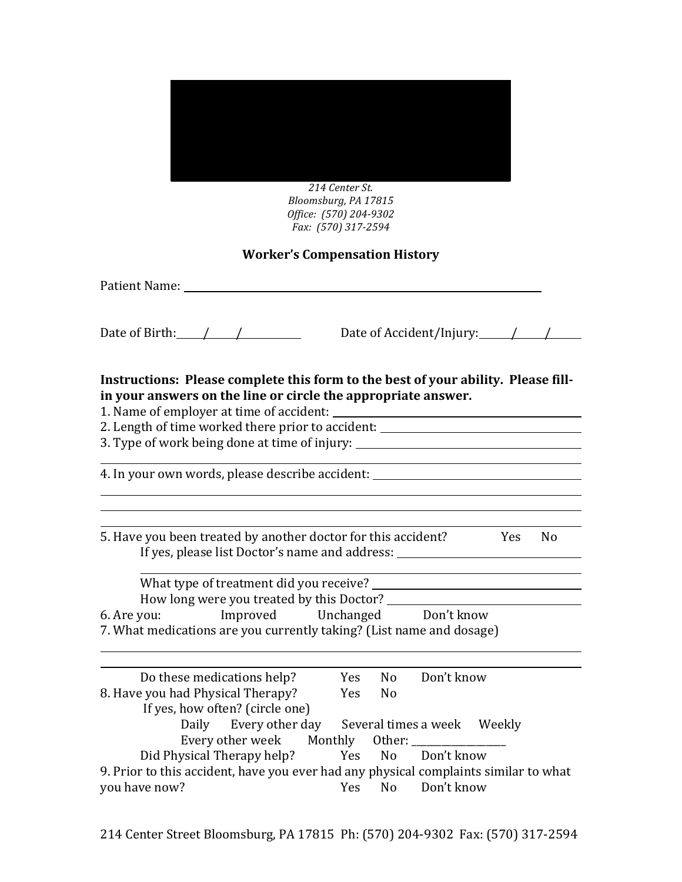*214 Center St.*
*Bloomsburg, PA 17815*
*Office: (570) 204-9302*
*Fax: (570) 317-2594*

## Worker's Compensation History

Patient Name: ______________________________

Date of Birth: ____/____/________ Date of Accident/Injury: ____/____/____

**Instructions: Please complete this form to the best of your ability. Please fill-in your answers on the line or circle the appropriate answer.**

1. Name of employer at time of accident: ______________________________
2. Length of time worked there prior to accident: ______________________________
3. Type of work being done at time of injury: ______________________________
______________________________
4. In your own words, please describe accident: ______________________________
______________________________
______________________________
______________________________
5. Have you been treated by another doctor for this accident? Yes No
   If yes, please list Doctor's name and address: ______________________________
   ______________________________
   What type of treatment did you receive? ______________________________
   How long were you treated by this Doctor? ______________________________
6. Are you: Improved Unchanged Don't know
7. What medications are you currently taking? (List name and dosage)
______________________________
______________________________
   Do these medications help? Yes No Don't know
8. Have you had Physical Therapy? Yes No
   If yes, how often? (circle one)
   Daily Every other day Several times a week Weekly
   Every other week Monthly Other: __________________
   Did Physical Therapy help? Yes No Don't know
9. Prior to this accident, have you ever had any physical complaints similar to what you have now? Yes No Don't know

214 Center Street Bloomsburg, PA 17815 Ph: (570) 204-9302 Fax: (570) 317-2594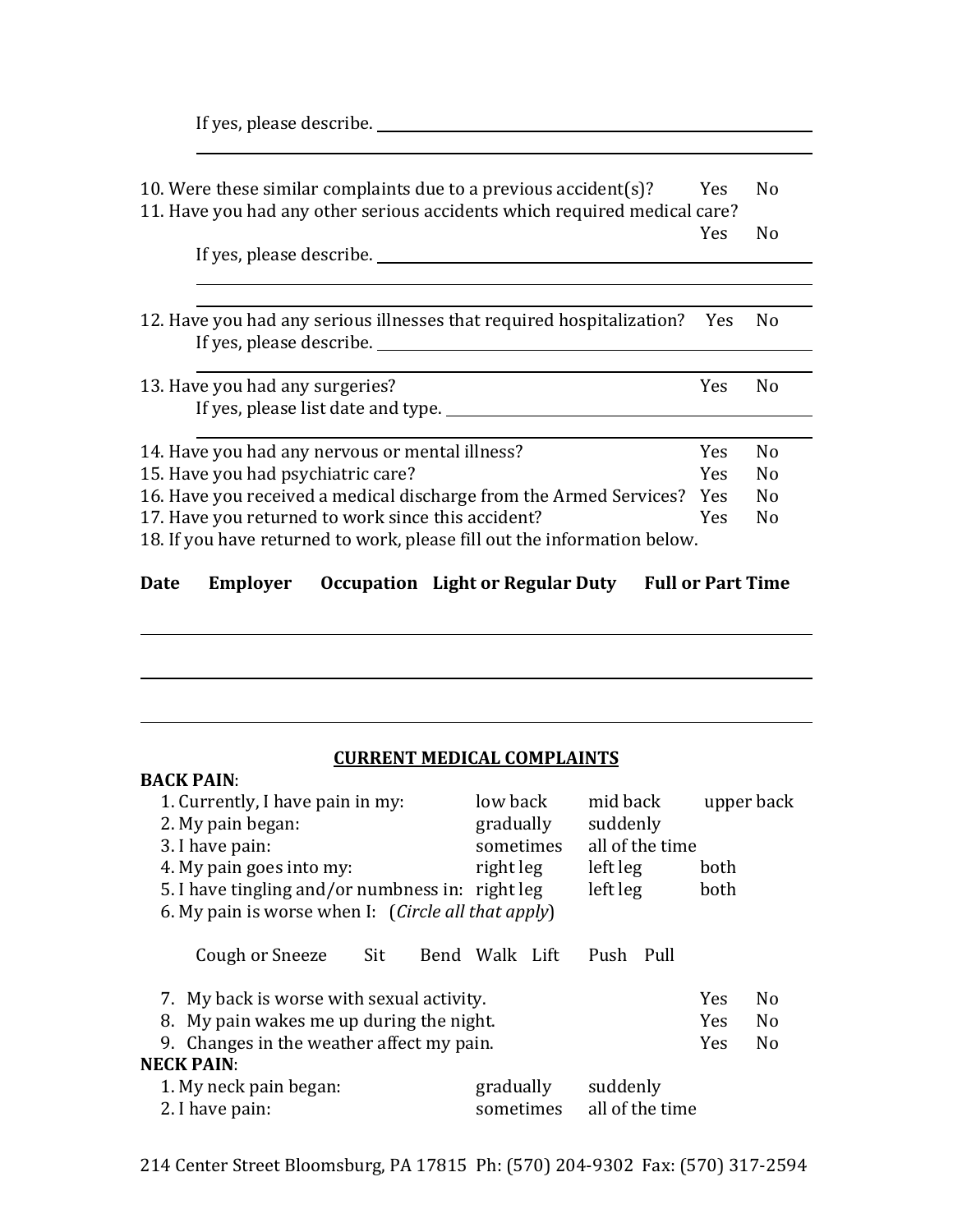If yes, please describe. ______________________________________________

______________________________________________

10. Were these similar complaints due to a previous accident(s)? Yes No
11. Have you had any other serious accidents which required medical care? Yes No

    If yes, please describe. ______________________________________________

    ______________________________________________

    ______________________________________________

12. Have you had any serious illnesses that required hospitalization? Yes No

    If yes, please describe. ______________________________________________

    ______________________________________________

13. Have you had any surgeries? Yes No

    If yes, please list date and type. ______________________________________________

    ______________________________________________

14. Have you had any nervous or mental illness? Yes No
15. Have you had psychiatric care? Yes No
16. Have you received a medical discharge from the Armed Services? Yes No
17. Have you returned to work since this accident? Yes No
18. If you have returned to work, please fill out the information below.

| Date | Employer | Occupation | Light or Regular Duty | Full or Part Time |
|---|---|---|---|---|
| | | | | |
| | | | | |
| | | | | |

## CURRENT MEDICAL COMPLAINTS

**BACK PAIN**:

1. Currently, I have pain in my: low back mid back upper back
2. My pain began: gradually suddenly
3. I have pain: sometimes all of the time
4. My pain goes into my: right leg left leg both
5. I have tingling and/or numbness in: right leg left leg both
6. My pain is worse when I: (*Circle all that apply*)

   Cough or Sneeze Sit Bend Walk Lift Push Pull

7. My back is worse with sexual activity. Yes No
8. My pain wakes me up during the night. Yes No
9. Changes in the weather affect my pain. Yes No

**NECK PAIN**:

1. My neck pain began: gradually suddenly
2. I have pain: sometimes all of the time

214 Center Street Bloomsburg, PA 17815 Ph: (570) 204-9302 Fax: (570) 317-2594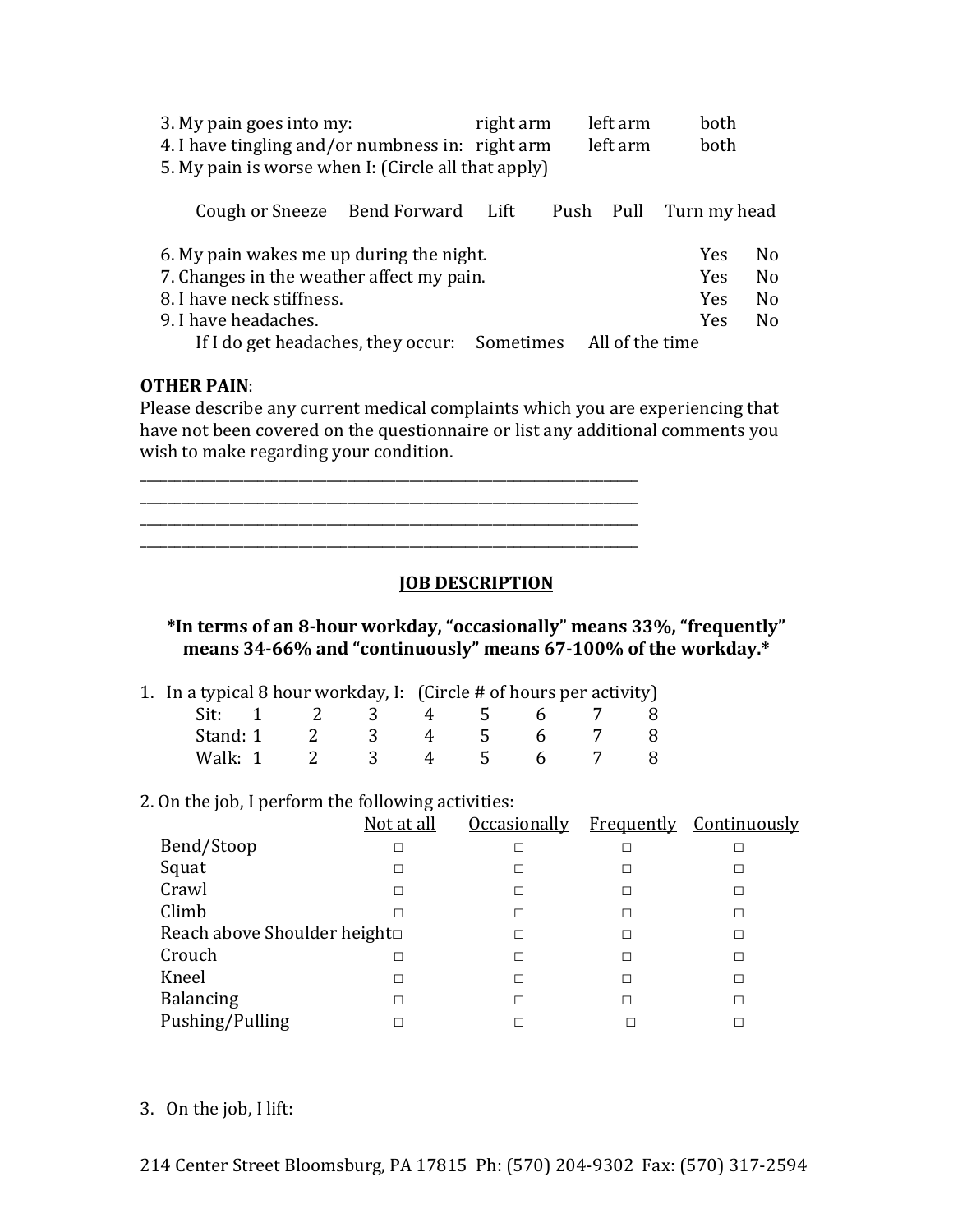3. My pain goes into my: right arm left arm both
4. I have tingling and/or numbness in: right arm left arm both
5. My pain is worse when I: (Circle all that apply)

Cough or Sneeze  Bend Forward  Lift  Push  Pull  Turn my head

6. My pain wakes me up during the night. Yes No
7. Changes in the weather affect my pain. Yes No
8. I have neck stiffness. Yes No
9. I have headaches. Yes No
If I do get headaches, they occur: Sometimes  All of the time

**OTHER PAIN**:
Please describe any current medical complaints which you are experiencing that have not been covered on the questionnaire or list any additional comments you wish to make regarding your condition.

\_\_\_\_\_\_\_\_\_\_\_\_\_\_\_\_\_\_\_\_\_\_\_\_\_\_\_\_\_\_\_\_\_\_\_\_\_\_\_\_\_\_\_\_\_\_\_\_\_\_\_\_\_\_\_\_\_\_\_\_\_\_\_\_\_\_\_\_
\_\_\_\_\_\_\_\_\_\_\_\_\_\_\_\_\_\_\_\_\_\_\_\_\_\_\_\_\_\_\_\_\_\_\_\_\_\_\_\_\_\_\_\_\_\_\_\_\_\_\_\_\_\_\_\_\_\_\_\_\_\_\_\_\_\_\_\_
\_\_\_\_\_\_\_\_\_\_\_\_\_\_\_\_\_\_\_\_\_\_\_\_\_\_\_\_\_\_\_\_\_\_\_\_\_\_\_\_\_\_\_\_\_\_\_\_\_\_\_\_\_\_\_\_\_\_\_\_\_\_\_\_\_\_\_\_
\_\_\_\_\_\_\_\_\_\_\_\_\_\_\_\_\_\_\_\_\_\_\_\_\_\_\_\_\_\_\_\_\_\_\_\_\_\_\_\_\_\_\_\_\_\_\_\_\_\_\_\_\_\_\_\_\_\_\_\_\_\_\_\_\_\_\_\_

## JOB DESCRIPTION

**\*In terms of an 8-hour workday, "occasionally" means 33%, "frequently" means 34-66% and "continuously" means 67-100% of the workday.\***

1. In a typical 8 hour workday, I: (Circle # of hours per activity)

| | | | | | | | | |
|---|---|---|---|---|---|---|---|---|
| Sit: | 1 | 2 | 3 | 4 | 5 | 6 | 7 | 8 |
| Stand: | 1 | 2 | 3 | 4 | 5 | 6 | 7 | 8 |
| Walk: | 1 | 2 | 3 | 4 | 5 | 6 | 7 | 8 |

2. On the job, I perform the following activities:

| | Not at all | Occasionally | Frequently | Continuously |
|---|---|---|---|---|
| Bend/Stoop | □ | □ | □ | □ |
| Squat | □ | □ | □ | □ |
| Crawl | □ | □ | □ | □ |
| Climb | □ | □ | □ | □ |
| Reach above Shoulder height | □ | □ | □ | □ |
| Crouch | □ | □ | □ | □ |
| Kneel | □ | □ | □ | □ |
| Balancing | □ | □ | □ | □ |
| Pushing/Pulling | □ | □ | □ | □ |

3. On the job, I lift:

214 Center Street Bloomsburg, PA 17815 Ph: (570) 204-9302 Fax: (570) 317-2594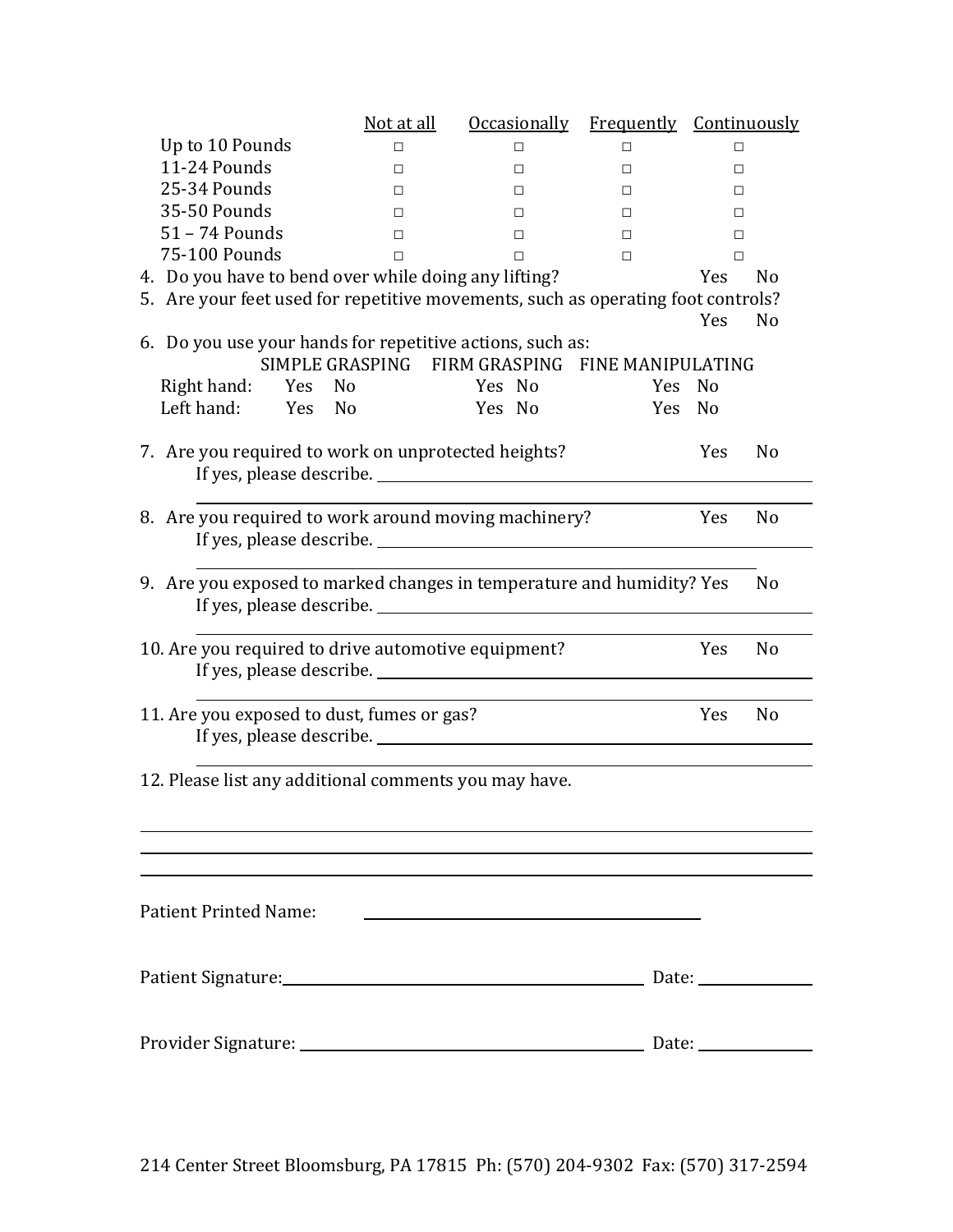| | Not at all | Occasionally | Frequently | Continuously |
|---|---|---|---|---|
| Up to 10 Pounds | □ | □ | □ | □ |
| 11-24 Pounds | □ | □ | □ | □ |
| 25-34 Pounds | □ | □ | □ | □ |
| 35-50 Pounds | □ | □ | □ | □ |
| 51 – 74 Pounds | □ | □ | □ | □ |
| 75-100 Pounds | □ | □ | □ | □ |

4. Do you have to bend over while doing any lifting? Yes No
5. Are your feet used for repetitive movements, such as operating foot controls? Yes No
6. Do you use your hands for repetitive actions, such as:

| | SIMPLE GRASPING | FIRM GRASPING | FINE MANIPULATING |
|---|---|---|---|
| Right hand: | Yes No | Yes No | Yes No |
| Left hand: | Yes No | Yes No | Yes No |

7. Are you required to work on unprotected heights? Yes No
   If yes, please describe. ______________________________
   ______________________________
8. Are you required to work around moving machinery? Yes No
   If yes, please describe. ______________________________
   ______________________________
9. Are you exposed to marked changes in temperature and humidity? Yes No
   If yes, please describe. ______________________________
   ______________________________
10. Are you required to drive automotive equipment? Yes No
    If yes, please describe. ______________________________
    ______________________________
11. Are you exposed to dust, fumes or gas? Yes No
    If yes, please describe. ______________________________
    ______________________________
12. Please list any additional comments you may have.

______________________________

______________________________

______________________________

Patient Printed Name: ______________________________

Patient Signature: ______________________________ Date: ____________

Provider Signature: ______________________________ Date: ____________

214 Center Street Bloomsburg, PA 17815 Ph: (570) 204-9302 Fax: (570) 317-2594